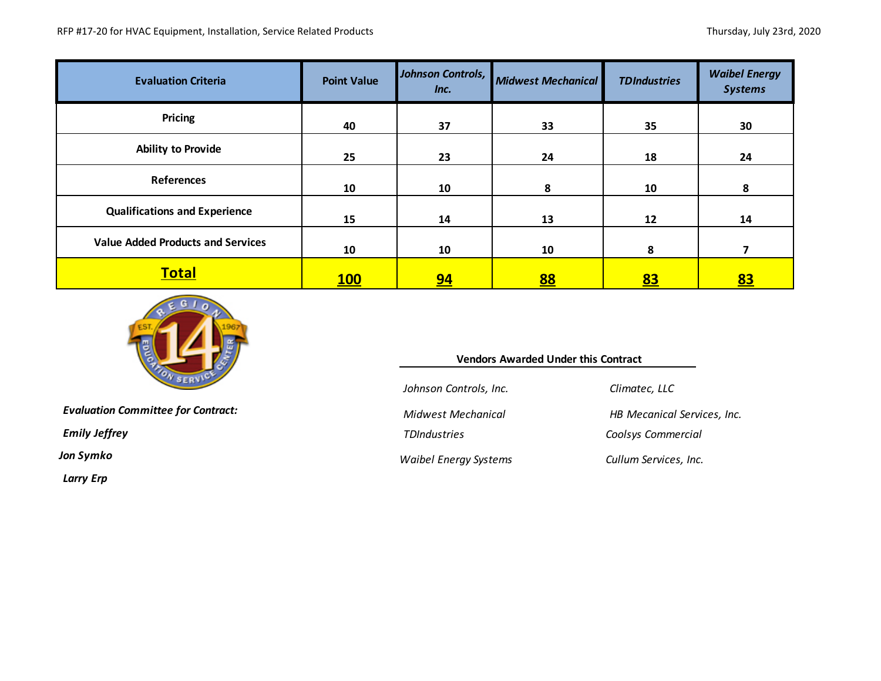RFP #17-20 for HVAC Equipment, Installation, Service Related Products

Thursday, July 23rd, 2020

| Evaluation Criteria | Point Value | *Johnson Controls, Inc.* | *Midwest Mechanical* | *TDIndustries* | *Waibel Energy Systems* |
| --- | --- | --- | --- | --- | --- |
| Pricing | 40 | 37 | 33 | 35 | 30 |
| Ability to Provide | 25 | 23 | 24 | 18 | 24 |
| References | 10 | 10 | 8 | 10 | 8 |
| Qualifications and Experience | 15 | 14 | 13 | 12 | 14 |
| Value Added Products and Services | 10 | 10 | 10 | 8 | 7 |
| **Total** | **100** | **94** | **88** | **83** | **83** |

***Evaluation Committee for Contract:***

***Emily Jeffrey***

***Jon Symko***

***Larry Erp***

**Vendors Awarded Under this Contract**

*Johnson Controls, Inc.*

*Midwest Mechanical*

*TDIndustries*

*Waibel Energy Systems*

*Climatec, LLC*

*HB Mecanical Services, Inc.*

*Coolsys Commercial*

*Cullum Services, Inc.*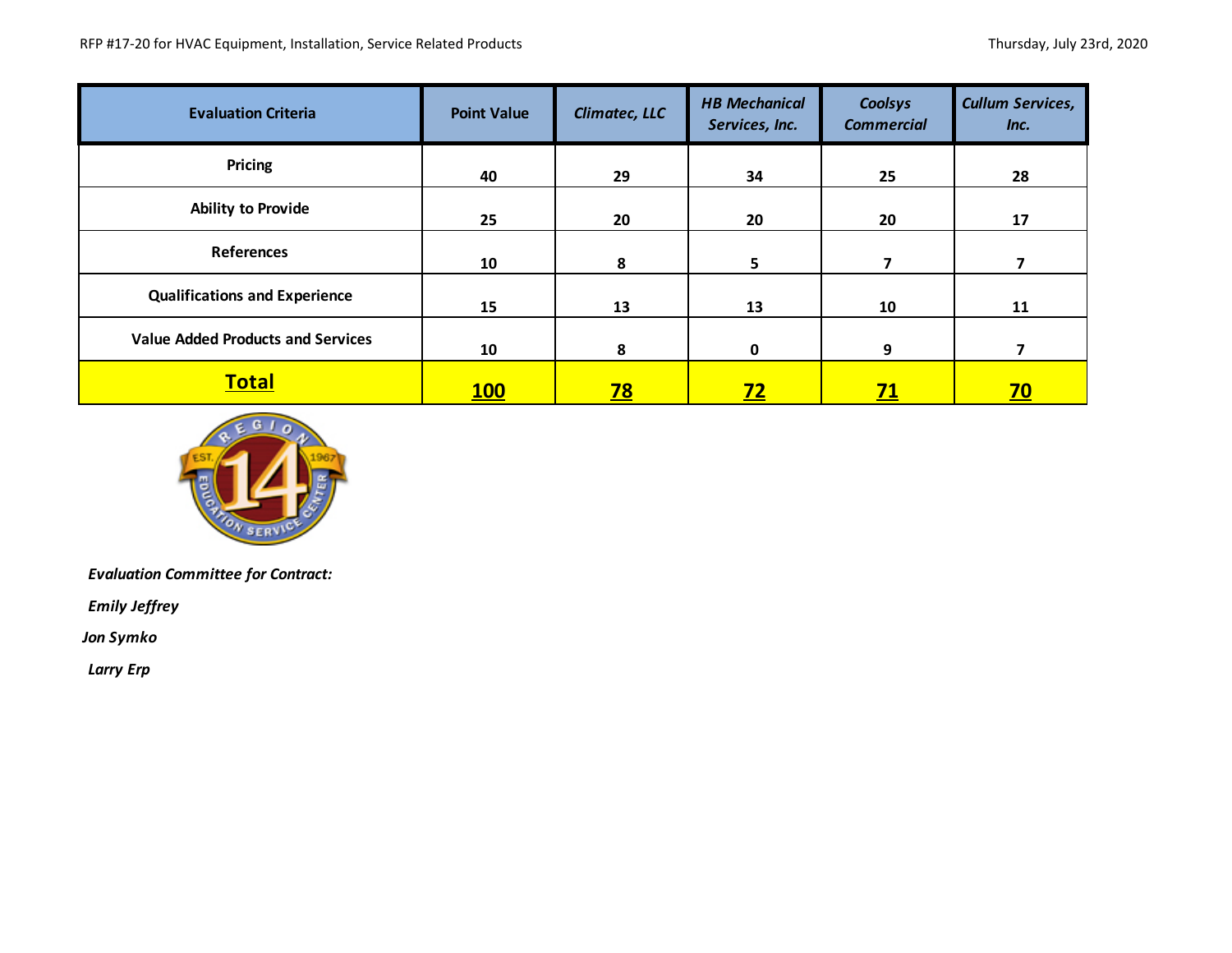RFP #17-20 for HVAC Equipment, Installation, Service Related Products

Thursday, July 23rd, 2020

| Evaluation Criteria | Point Value | *Climatec, LLC* | *HB Mechanical Services, Inc.* | *Coolsys Commercial* | *Cullum Services, Inc.* |
|---|---|---|---|---|---|
| **Pricing** | **40** | **29** | **34** | **25** | **28** |
| **Ability to Provide** | **25** | **20** | **20** | **20** | **17** |
| **References** | **10** | **8** | **5** | **7** | **7** |
| **Qualifications and Experience** | **15** | **13** | **13** | **10** | **11** |
| **Value Added Products and Services** | **10** | **8** | **0** | **9** | **7** |
| **Total** | **100** | **78** | **72** | **71** | **70** |

***Evaluation Committee for Contract:***

***Emily Jeffrey***

***Jon Symko***

***Larry Erp***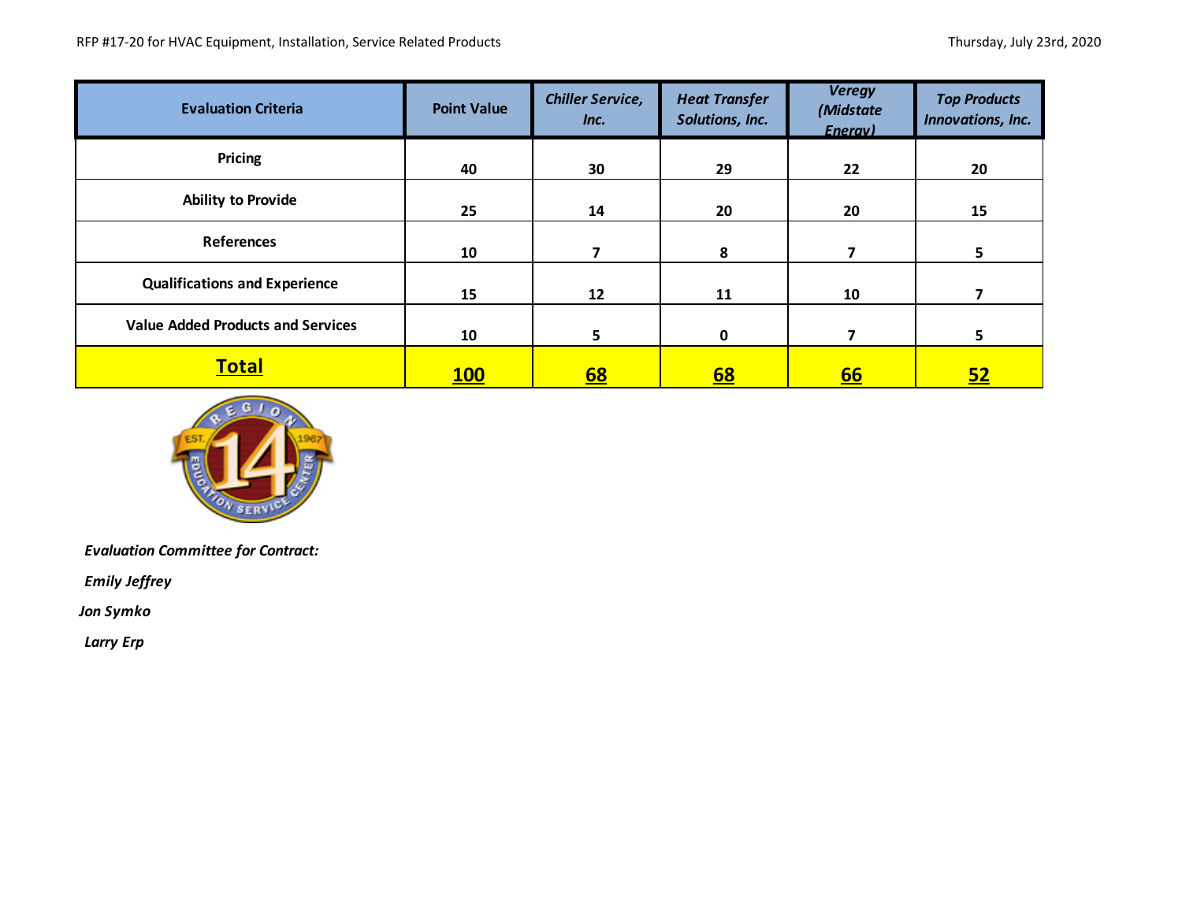RFP #17-20 for HVAC Equipment, Installation, Service Related Products

Thursday, July 23rd, 2020

| Evaluation Criteria | Point Value | *Chiller Service, Inc.* | *Heat Transfer Solutions, Inc.* | *Veregy (Midstate Energy)* | *Top Products Innovations, Inc.* |
|---|---|---|---|---|---|
| **Pricing** | **40** | **30** | **29** | **22** | **20** |
| **Ability to Provide** | **25** | **14** | **20** | **20** | **15** |
| **References** | **10** | **7** | **8** | **7** | **5** |
| **Qualifications and Experience** | **15** | **12** | **11** | **10** | **7** |
| **Value Added Products and Services** | **10** | **5** | **0** | **7** | **5** |
| **Total** | **100** | **68** | **68** | **66** | **52** |

*Evaluation Committee for Contract:*

*Emily Jeffrey*

*Jon Symko*

*Larry Erp*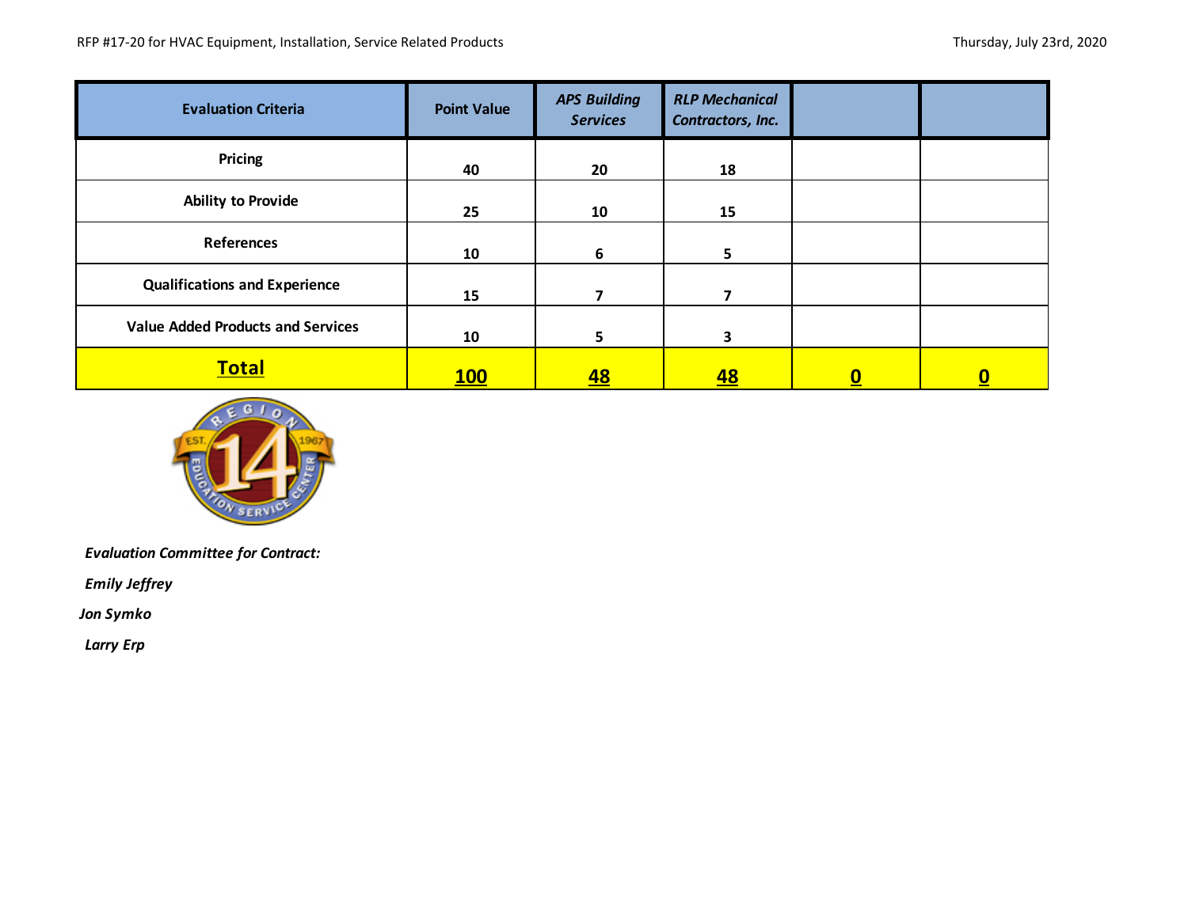RFP #17-20 for HVAC Equipment, Installation, Service Related Products

Thursday, July 23rd, 2020

| Evaluation Criteria | Point Value | *APS Building Services* | *RLP Mechanical Contractors, Inc.* | | |
|---|---|---|---|---|---|
| **Pricing** | **40** | **20** | **18** | | |
| **Ability to Provide** | **25** | **10** | **15** | | |
| **References** | **10** | **6** | **5** | | |
| **Qualifications and Experience** | **15** | **7** | **7** | | |
| **Value Added Products and Services** | **10** | **5** | **3** | | |
| **Total** | **100** | **48** | **48** | **0** | **0** |

***Evaluation Committee for Contract:***

***Emily Jeffrey***

***Jon Symko***

***Larry Erp***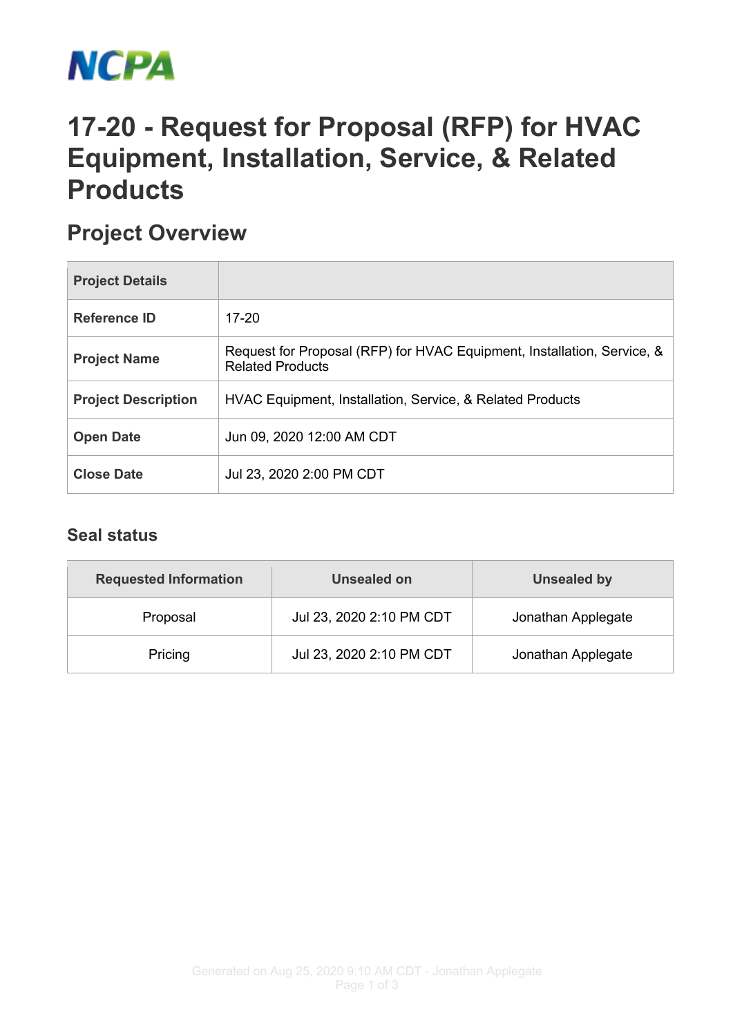NCPA

# 17-20 - Request for Proposal (RFP) for HVAC Equipment, Installation, Service, & Related Products

## Project Overview

| Project Details | |
|---|---|
| Reference ID | 17-20 |
| Project Name | Request for Proposal (RFP) for HVAC Equipment, Installation, Service, & Related Products |
| Project Description | HVAC Equipment, Installation, Service, & Related Products |
| Open Date | Jun 09, 2020 12:00 AM CDT |
| Close Date | Jul 23, 2020 2:00 PM CDT |

### Seal status

| Requested Information | Unsealed on | Unsealed by |
|---|---|---|
| Proposal | Jul 23, 2020 2:10 PM CDT | Jonathan Applegate |
| Pricing | Jul 23, 2020 2:10 PM CDT | Jonathan Applegate |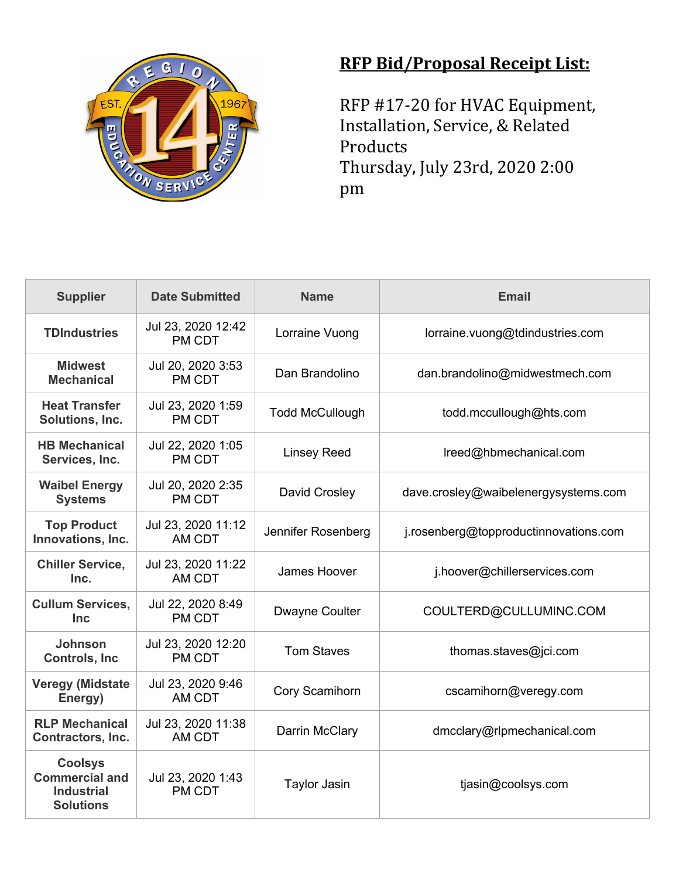# RFP Bid/Proposal Receipt List:

RFP #17-20 for HVAC Equipment, Installation, Service, & Related Products
Thursday, July 23rd, 2020 2:00 pm

| Supplier | Date Submitted | Name | Email |
|---|---|---|---|
| TDIndustries | Jul 23, 2020 12:42 PM CDT | Lorraine Vuong | lorraine.vuong@tdindustries.com |
| Midwest Mechanical | Jul 20, 2020 3:53 PM CDT | Dan Brandolino | dan.brandolino@midwestmech.com |
| Heat Transfer Solutions, Inc. | Jul 23, 2020 1:59 PM CDT | Todd McCullough | todd.mccullough@hts.com |
| HB Mechanical Services, Inc. | Jul 22, 2020 1:05 PM CDT | Linsey Reed | lreed@hbmechanical.com |
| Waibel Energy Systems | Jul 20, 2020 2:35 PM CDT | David Crosley | dave.crosley@waibelenergysystems.com |
| Top Product Innovations, Inc. | Jul 23, 2020 11:12 AM CDT | Jennifer Rosenberg | j.rosenberg@topproductinnovations.com |
| Chiller Service, Inc. | Jul 23, 2020 11:22 AM CDT | James Hoover | j.hoover@chillerservices.com |
| Cullum Services, Inc | Jul 22, 2020 8:49 PM CDT | Dwayne Coulter | COULTERD@CULLUMINC.COM |
| Johnson Controls, Inc | Jul 23, 2020 12:20 PM CDT | Tom Staves | thomas.staves@jci.com |
| Veregy (Midstate Energy) | Jul 23, 2020 9:46 AM CDT | Cory Scamihorn | cscamihorn@veregy.com |
| RLP Mechanical Contractors, Inc. | Jul 23, 2020 11:38 AM CDT | Darrin McClary | dmcclary@rlpmechanical.com |
| Coolsys Commercial and Industrial Solutions | Jul 23, 2020 1:43 PM CDT | Taylor Jasin | tjasin@coolsys.com |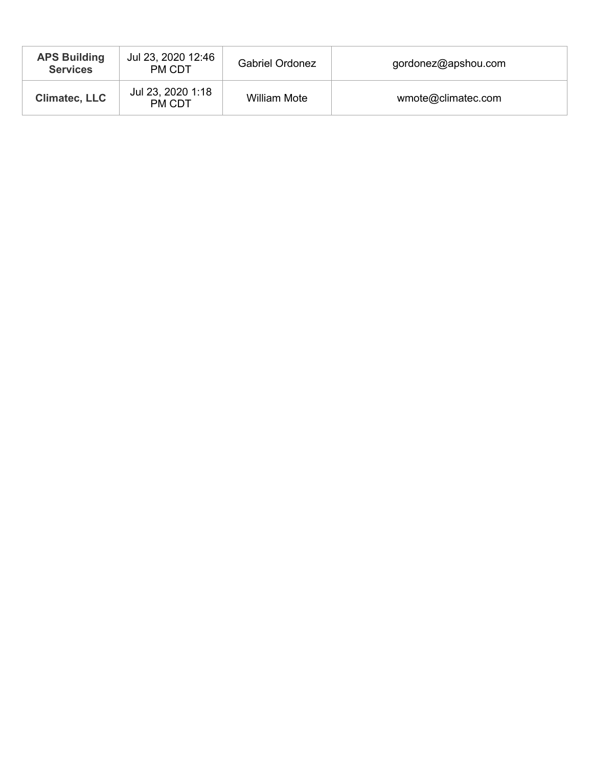| | | | |
|---|---|---|---|
| **APS Building Services** | Jul 23, 2020 12:46 PM CDT | Gabriel Ordonez | gordonez@apshou.com |
| **Climatec, LLC** | Jul 23, 2020 1:18 PM CDT | William Mote | wmote@climatec.com |